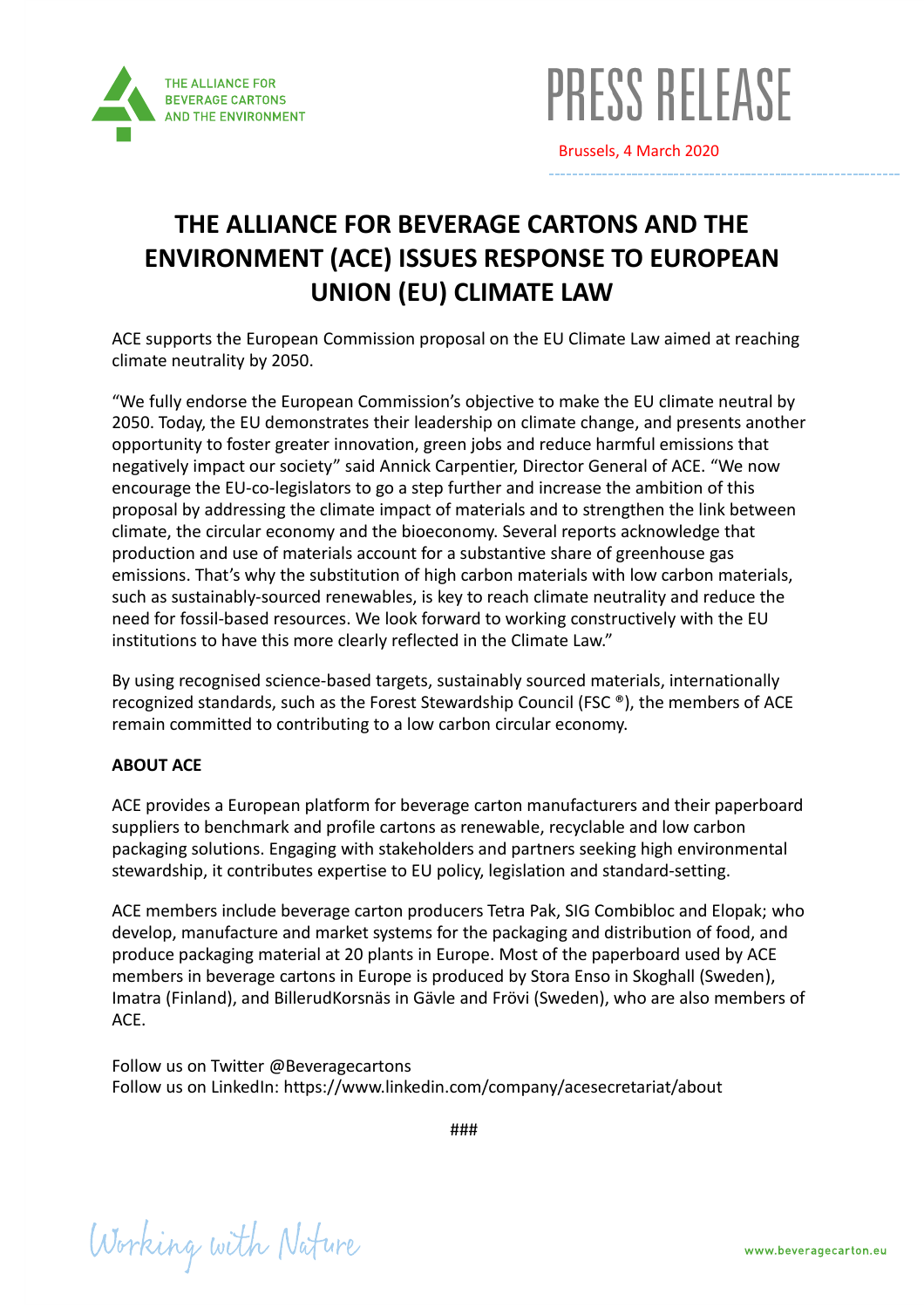THE ALLIANCE FOR BEVERAGE CARTONS AND THE ENVIRONMENT

# PRESS RELEASE

Brussels, 4 March 2020

## THE ALLIANCE FOR BEVERAGE CARTONS AND THE ENVIRONMENT (ACE) ISSUES RESPONSE TO EUROPEAN UNION (EU) CLIMATE LAW

ACE supports the European Commission proposal on the EU Climate Law aimed at reaching climate neutrality by 2050.

"We fully endorse the European Commission's objective to make the EU climate neutral by 2050. Today, the EU demonstrates their leadership on climate change, and presents another opportunity to foster greater innovation, green jobs and reduce harmful emissions that negatively impact our society" said Annick Carpentier, Director General of ACE. "We now encourage the EU-co-legislators to go a step further and increase the ambition of this proposal by addressing the climate impact of materials and to strengthen the link between climate, the circular economy and the bioeconomy. Several reports acknowledge that production and use of materials account for a substantive share of greenhouse gas emissions. That's why the substitution of high carbon materials with low carbon materials, such as sustainably-sourced renewables, is key to reach climate neutrality and reduce the need for fossil-based resources. We look forward to working constructively with the EU institutions to have this more clearly reflected in the Climate Law."

By using recognised science-based targets, sustainably sourced materials, internationally recognized standards, such as the Forest Stewardship Council (FSC ®), the members of ACE remain committed to contributing to a low carbon circular economy.

**ABOUT ACE**

ACE provides a European platform for beverage carton manufacturers and their paperboard suppliers to benchmark and profile cartons as renewable, recyclable and low carbon packaging solutions. Engaging with stakeholders and partners seeking high environmental stewardship, it contributes expertise to EU policy, legislation and standard-setting.

ACE members include beverage carton producers Tetra Pak, SIG Combibloc and Elopak; who develop, manufacture and market systems for the packaging and distribution of food, and produce packaging material at 20 plants in Europe. Most of the paperboard used by ACE members in beverage cartons in Europe is produced by Stora Enso in Skoghall (Sweden), Imatra (Finland), and BillerudKorsnäs in Gävle and Frövi (Sweden), who are also members of ACE.

Follow us on Twitter @Beveragecartons
Follow us on LinkedIn: https://www.linkedin.com/company/acesecretariat/about

###

Working with Nature

www.beveragecarton.eu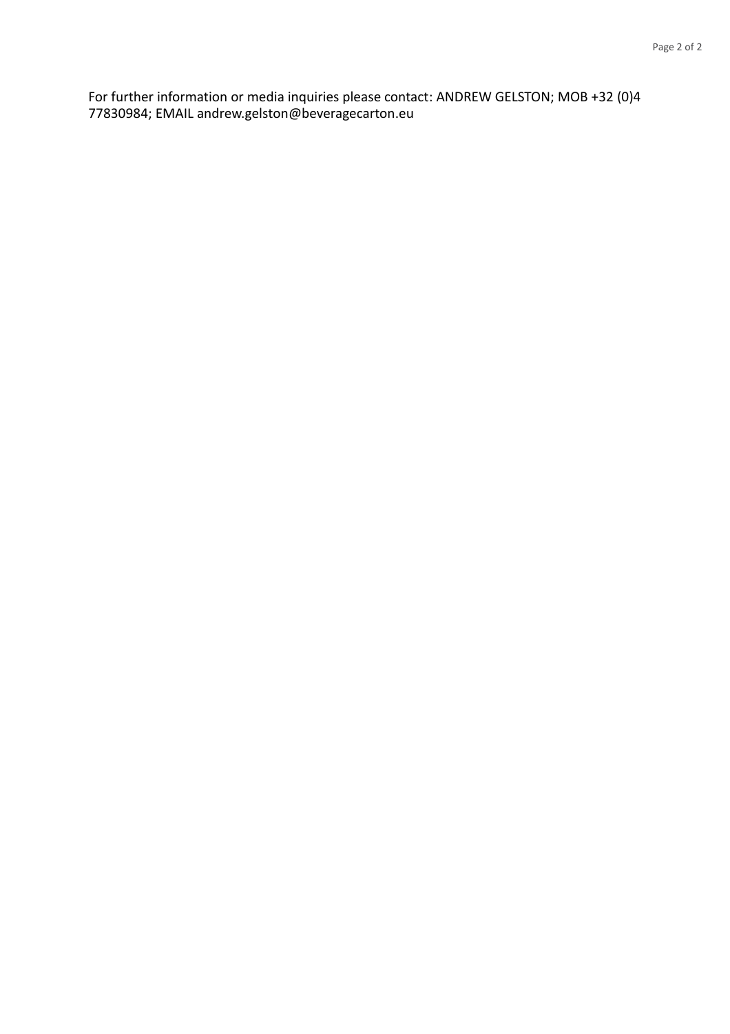For further information or media inquiries please contact: ANDREW GELSTON; MOB +32 (0)4 77830984; EMAIL andrew.gelston@beveragecarton.eu